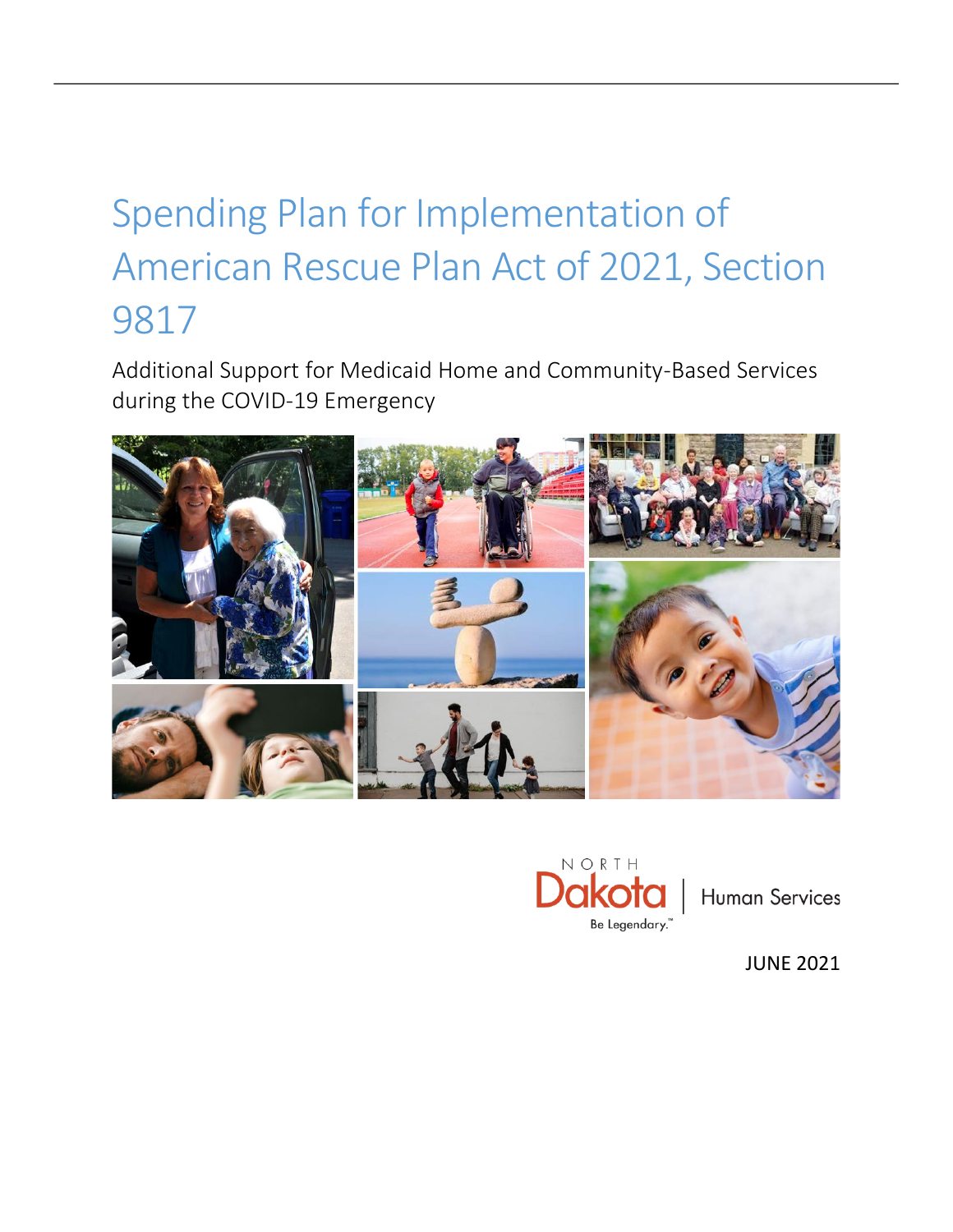# Spending Plan for Implementation of American Rescue Plan Act of 2021, Section 9817

Additional Support for Medicaid Home and Community-Based Services during the COVID-19 Emergency

NORTH Dakota | Human Services

Be Legendary.™

JUNE 2021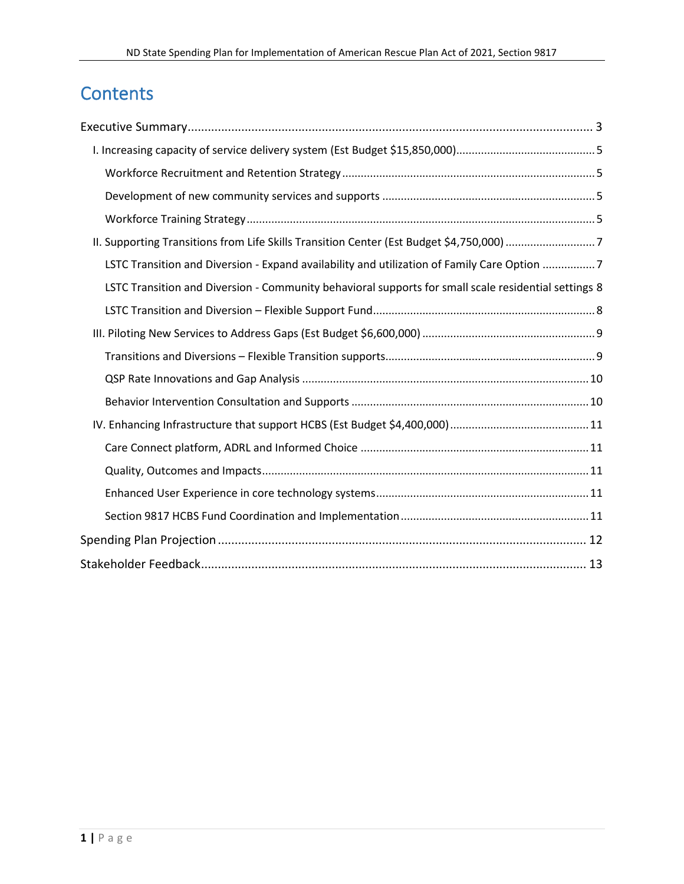# Contents

- Executive Summary ... 3
  - I. Increasing capacity of service delivery system (Est Budget $15,850,000) ... 5
    - Workforce Recruitment and Retention Strategy ... 5
    - Development of new community services and supports ... 5
    - Workforce Training Strategy ... 5
  - II. Supporting Transitions from Life Skills Transition Center (Est Budget $4,750,000) ... 7
    - LSTC Transition and Diversion - Expand availability and utilization of Family Care Option ... 7
    - LSTC Transition and Diversion - Community behavioral supports for small scale residential settings 8
    - LSTC Transition and Diversion – Flexible Support Fund ... 8
  - III. Piloting New Services to Address Gaps (Est Budget $6,600,000) ... 9
    - Transitions and Diversions – Flexible Transition supports ... 9
    - QSP Rate Innovations and Gap Analysis ... 10
    - Behavior Intervention Consultation and Supports ... 10
  - IV. Enhancing Infrastructure that support HCBS (Est Budget $4,400,000) ... 11
    - Care Connect platform, ADRL and Informed Choice ... 11
    - Quality, Outcomes and Impacts ... 11
    - Enhanced User Experience in core technology systems ... 11
    - Section 9817 HCBS Fund Coordination and Implementation ... 11
- Spending Plan Projection ... 12
- Stakeholder Feedback ... 13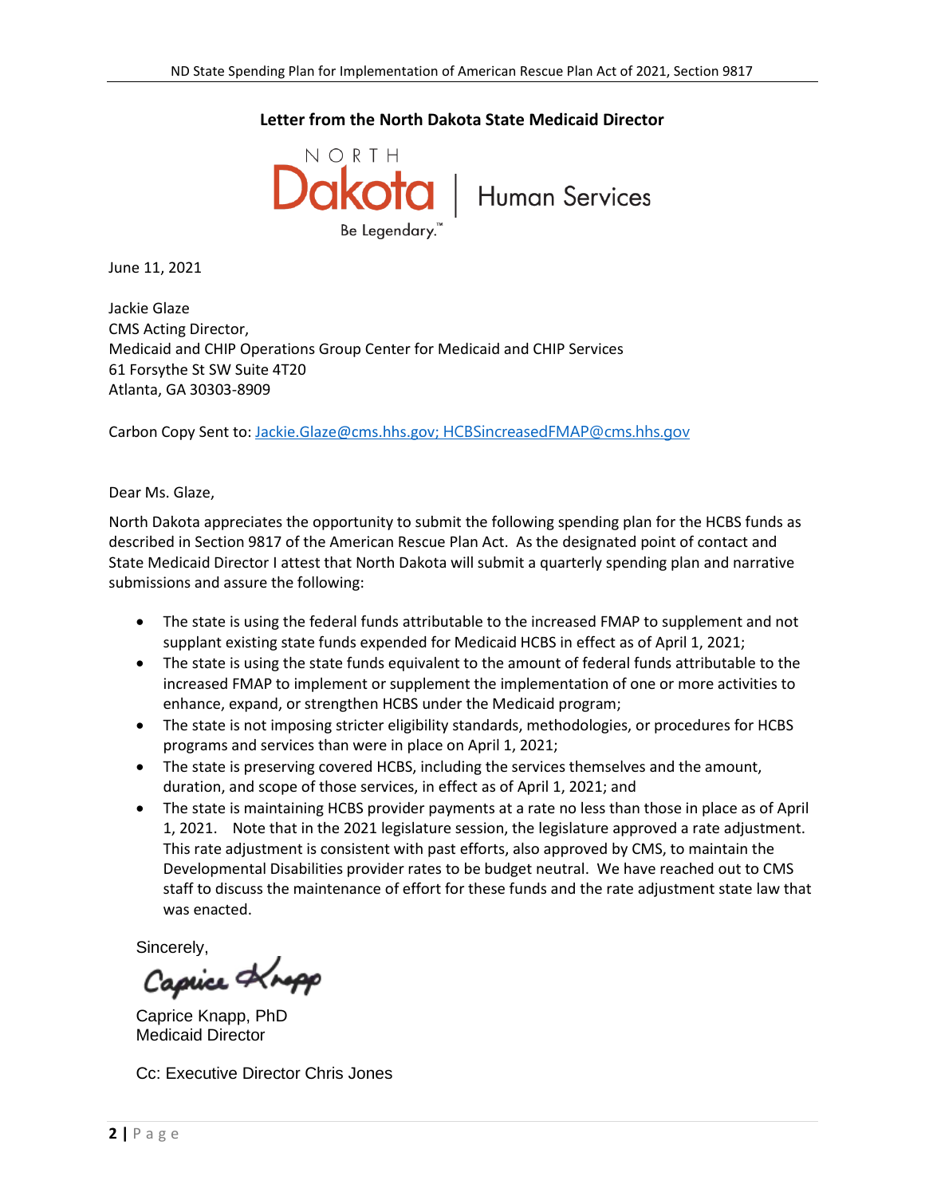## Letter from the North Dakota State Medicaid Director

NORTH Dakota | Human Services
Be Legendary.™

June 11, 2021

Jackie Glaze
CMS Acting Director,
Medicaid and CHIP Operations Group Center for Medicaid and CHIP Services
61 Forsythe St SW Suite 4T20
Atlanta, GA 30303-8909

Carbon Copy Sent to: Jackie.Glaze@cms.hhs.gov; HCBSincreasedFMAP@cms.hhs.gov

Dear Ms. Glaze,

North Dakota appreciates the opportunity to submit the following spending plan for the HCBS funds as described in Section 9817 of the American Rescue Plan Act. As the designated point of contact and State Medicaid Director I attest that North Dakota will submit a quarterly spending plan and narrative submissions and assure the following:

- The state is using the federal funds attributable to the increased FMAP to supplement and not supplant existing state funds expended for Medicaid HCBS in effect as of April 1, 2021;
- The state is using the state funds equivalent to the amount of federal funds attributable to the increased FMAP to implement or supplement the implementation of one or more activities to enhance, expand, or strengthen HCBS under the Medicaid program;
- The state is not imposing stricter eligibility standards, methodologies, or procedures for HCBS programs and services than were in place on April 1, 2021;
- The state is preserving covered HCBS, including the services themselves and the amount, duration, and scope of those services, in effect as of April 1, 2021; and
- The state is maintaining HCBS provider payments at a rate no less than those in place as of April 1, 2021. Note that in the 2021 legislature session, the legislature approved a rate adjustment. This rate adjustment is consistent with past efforts, also approved by CMS, to maintain the Developmental Disabilities provider rates to be budget neutral. We have reached out to CMS staff to discuss the maintenance of effort for these funds and the rate adjustment state law that was enacted.

Sincerely,

Caprice Knapp

Caprice Knapp, PhD
Medicaid Director

Cc: Executive Director Chris Jones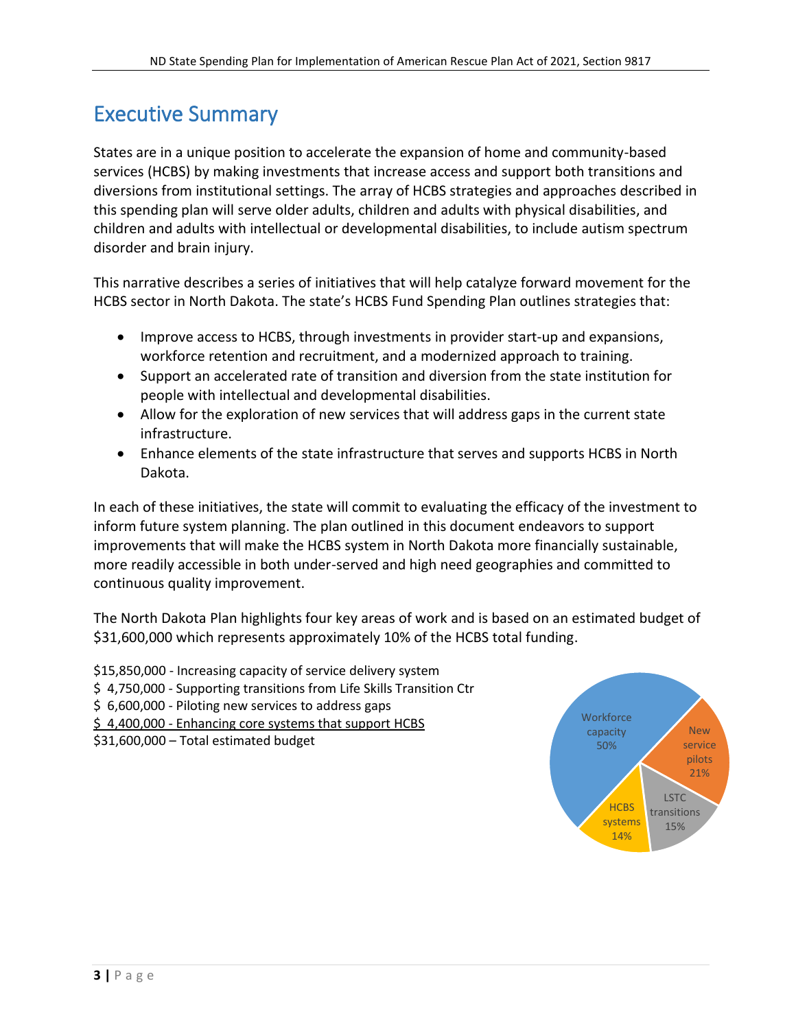# Executive Summary

States are in a unique position to accelerate the expansion of home and community-based services (HCBS) by making investments that increase access and support both transitions and diversions from institutional settings. The array of HCBS strategies and approaches described in this spending plan will serve older adults, children and adults with physical disabilities, and children and adults with intellectual or developmental disabilities, to include autism spectrum disorder and brain injury.

This narrative describes a series of initiatives that will help catalyze forward movement for the HCBS sector in North Dakota. The state's HCBS Fund Spending Plan outlines strategies that:

- Improve access to HCBS, through investments in provider start-up and expansions, workforce retention and recruitment, and a modernized approach to training.
- Support an accelerated rate of transition and diversion from the state institution for people with intellectual and developmental disabilities.
- Allow for the exploration of new services that will address gaps in the current state infrastructure.
- Enhance elements of the state infrastructure that serves and supports HCBS in North Dakota.

In each of these initiatives, the state will commit to evaluating the efficacy of the investment to inform future system planning. The plan outlined in this document endeavors to support improvements that will make the HCBS system in North Dakota more financially sustainable, more readily accessible in both under-served and high need geographies and committed to continuous quality improvement.

The North Dakota Plan highlights four key areas of work and is based on an estimated budget of $31,600,000 which represents approximately 10% of the HCBS total funding.

$15,850,000 - Increasing capacity of service delivery system
$ 4,750,000 - Supporting transitions from Life Skills Transition Ctr
$ 6,600,000 - Piloting new services to address gaps
<u>$ 4,400,000 - Enhancing core systems that support HCBS</u>
$31,600,000 – Total estimated budget

Workforce capacity 50%
New service pilots 21%
LSTC transitions 15%
HCBS systems 14%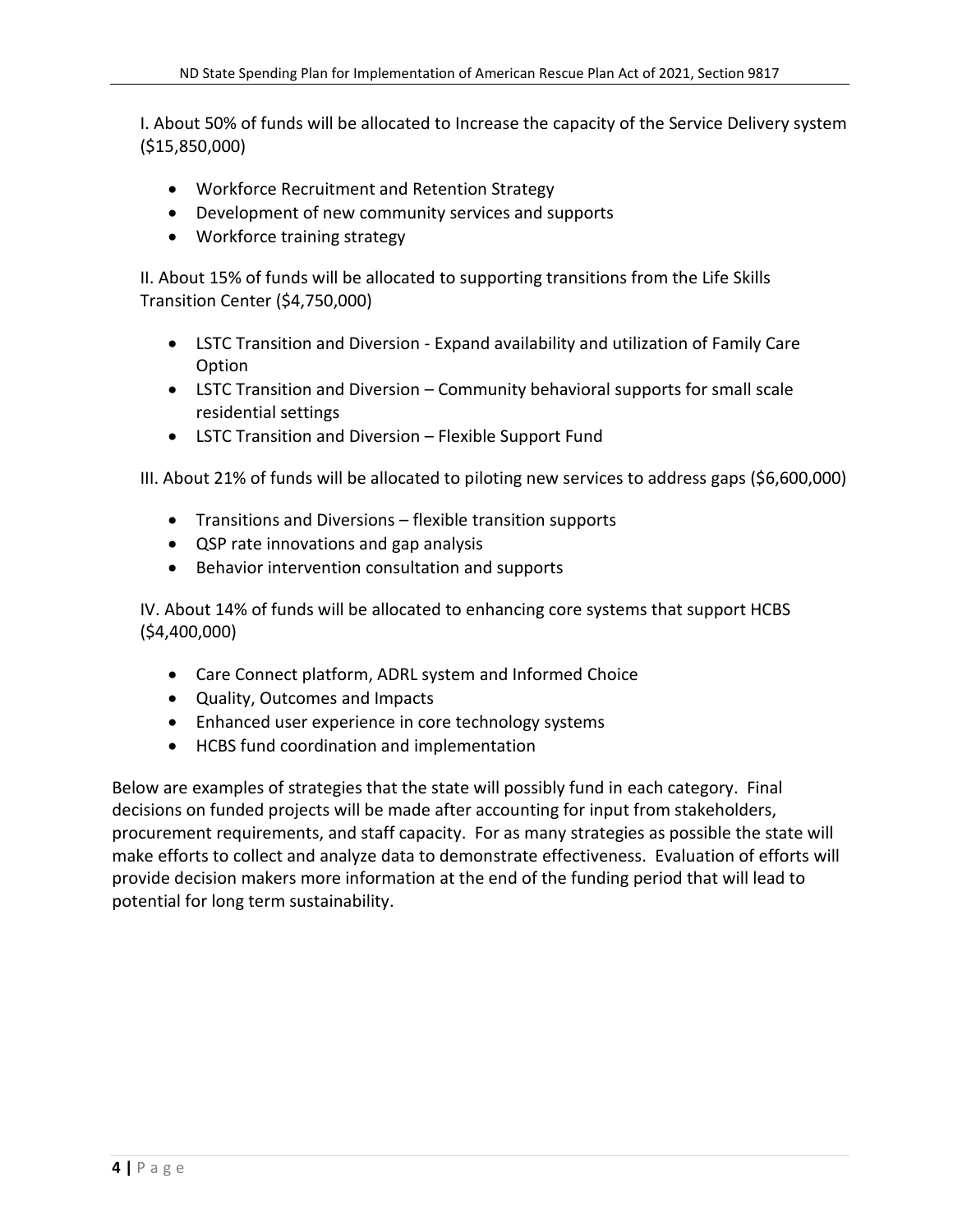I. About 50% of funds will be allocated to Increase the capacity of the Service Delivery system ($15,850,000)

- Workforce Recruitment and Retention Strategy
- Development of new community services and supports
- Workforce training strategy

II. About 15% of funds will be allocated to supporting transitions from the Life Skills Transition Center ($4,750,000)

- LSTC Transition and Diversion - Expand availability and utilization of Family Care Option
- LSTC Transition and Diversion – Community behavioral supports for small scale residential settings
- LSTC Transition and Diversion – Flexible Support Fund

III. About 21% of funds will be allocated to piloting new services to address gaps ($6,600,000)

- Transitions and Diversions – flexible transition supports
- QSP rate innovations and gap analysis
- Behavior intervention consultation and supports

IV. About 14% of funds will be allocated to enhancing core systems that support HCBS ($4,400,000)

- Care Connect platform, ADRL system and Informed Choice
- Quality, Outcomes and Impacts
- Enhanced user experience in core technology systems
- HCBS fund coordination and implementation

Below are examples of strategies that the state will possibly fund in each category. Final decisions on funded projects will be made after accounting for input from stakeholders, procurement requirements, and staff capacity. For as many strategies as possible the state will make efforts to collect and analyze data to demonstrate effectiveness. Evaluation of efforts will provide decision makers more information at the end of the funding period that will lead to potential for long term sustainability.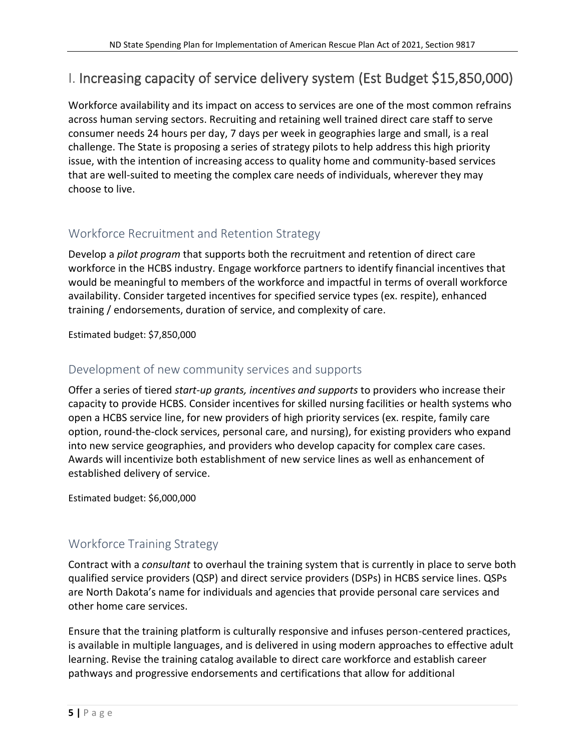# I. Increasing capacity of service delivery system (Est Budget $15,850,000)

Workforce availability and its impact on access to services are one of the most common refrains across human serving sectors. Recruiting and retaining well trained direct care staff to serve consumer needs 24 hours per day, 7 days per week in geographies large and small, is a real challenge. The State is proposing a series of strategy pilots to help address this high priority issue, with the intention of increasing access to quality home and community-based services that are well-suited to meeting the complex care needs of individuals, wherever they may choose to live.

## Workforce Recruitment and Retention Strategy

Develop a *pilot program* that supports both the recruitment and retention of direct care workforce in the HCBS industry. Engage workforce partners to identify financial incentives that would be meaningful to members of the workforce and impactful in terms of overall workforce availability. Consider targeted incentives for specified service types (ex. respite), enhanced training / endorsements, duration of service, and complexity of care.

Estimated budget: $7,850,000

## Development of new community services and supports

Offer a series of tiered *start-up grants, incentives and supports* to providers who increase their capacity to provide HCBS. Consider incentives for skilled nursing facilities or health systems who open a HCBS service line, for new providers of high priority services (ex. respite, family care option, round-the-clock services, personal care, and nursing), for existing providers who expand into new service geographies, and providers who develop capacity for complex care cases. Awards will incentivize both establishment of new service lines as well as enhancement of established delivery of service.

Estimated budget: $6,000,000

## Workforce Training Strategy

Contract with a *consultant* to overhaul the training system that is currently in place to serve both qualified service providers (QSP) and direct service providers (DSPs) in HCBS service lines. QSPs are North Dakota's name for individuals and agencies that provide personal care services and other home care services.

Ensure that the training platform is culturally responsive and infuses person-centered practices, is available in multiple languages, and is delivered in using modern approaches to effective adult learning. Revise the training catalog available to direct care workforce and establish career pathways and progressive endorsements and certifications that allow for additional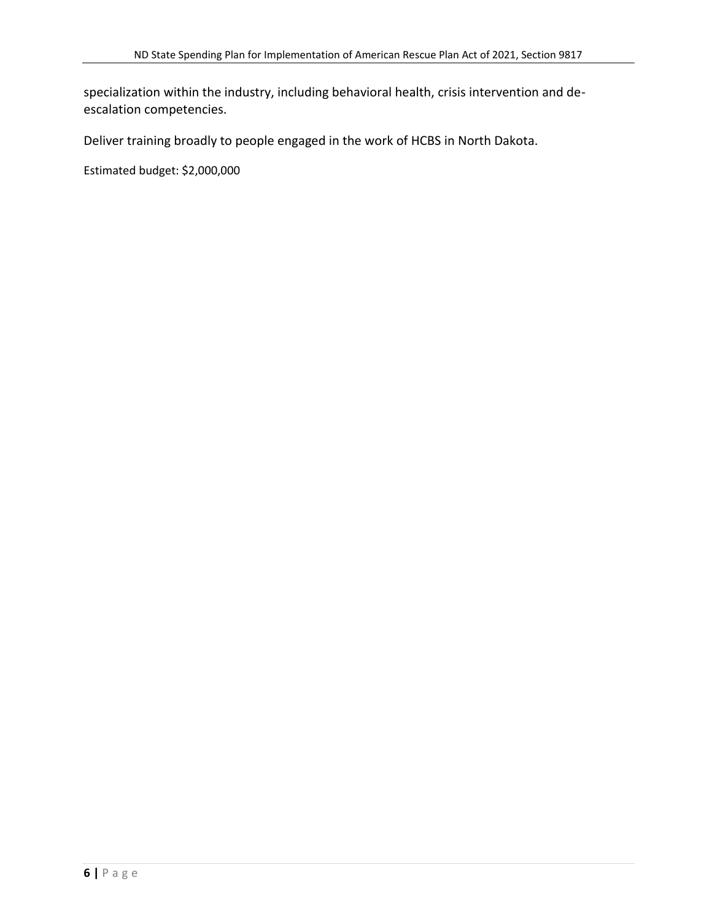specialization within the industry, including behavioral health, crisis intervention and de-escalation competencies.

Deliver training broadly to people engaged in the work of HCBS in North Dakota.

Estimated budget: $2,000,000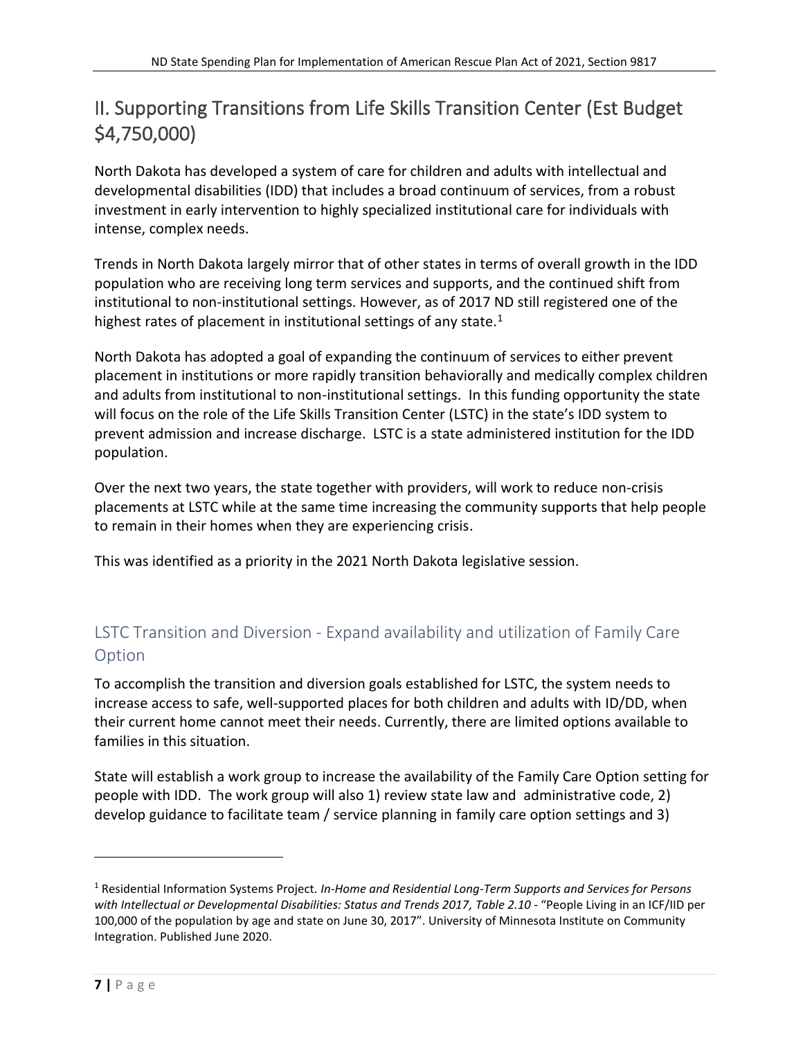# II. Supporting Transitions from Life Skills Transition Center (Est Budget $4,750,000)

North Dakota has developed a system of care for children and adults with intellectual and developmental disabilities (IDD) that includes a broad continuum of services, from a robust investment in early intervention to highly specialized institutional care for individuals with intense, complex needs.

Trends in North Dakota largely mirror that of other states in terms of overall growth in the IDD population who are receiving long term services and supports, and the continued shift from institutional to non-institutional settings. However, as of 2017 ND still registered one of the highest rates of placement in institutional settings of any state.[1]

North Dakota has adopted a goal of expanding the continuum of services to either prevent placement in institutions or more rapidly transition behaviorally and medically complex children and adults from institutional to non-institutional settings. In this funding opportunity the state will focus on the role of the Life Skills Transition Center (LSTC) in the state's IDD system to prevent admission and increase discharge. LSTC is a state administered institution for the IDD population.

Over the next two years, the state together with providers, will work to reduce non-crisis placements at LSTC while at the same time increasing the community supports that help people to remain in their homes when they are experiencing crisis.

This was identified as a priority in the 2021 North Dakota legislative session.

## LSTC Transition and Diversion - Expand availability and utilization of Family Care Option

To accomplish the transition and diversion goals established for LSTC, the system needs to increase access to safe, well-supported places for both children and adults with ID/DD, when their current home cannot meet their needs. Currently, there are limited options available to families in this situation.

State will establish a work group to increase the availability of the Family Care Option setting for people with IDD. The work group will also 1) review state law and administrative code, 2) develop guidance to facilitate team / service planning in family care option settings and 3)

---

[1] Residential Information Systems Project. *In-Home and Residential Long-Term Supports and Services for Persons with Intellectual or Developmental Disabilities: Status and Trends 2017, Table 2.10* - "People Living in an ICF/IID per 100,000 of the population by age and state on June 30, 2017". University of Minnesota Institute on Community Integration. Published June 2020.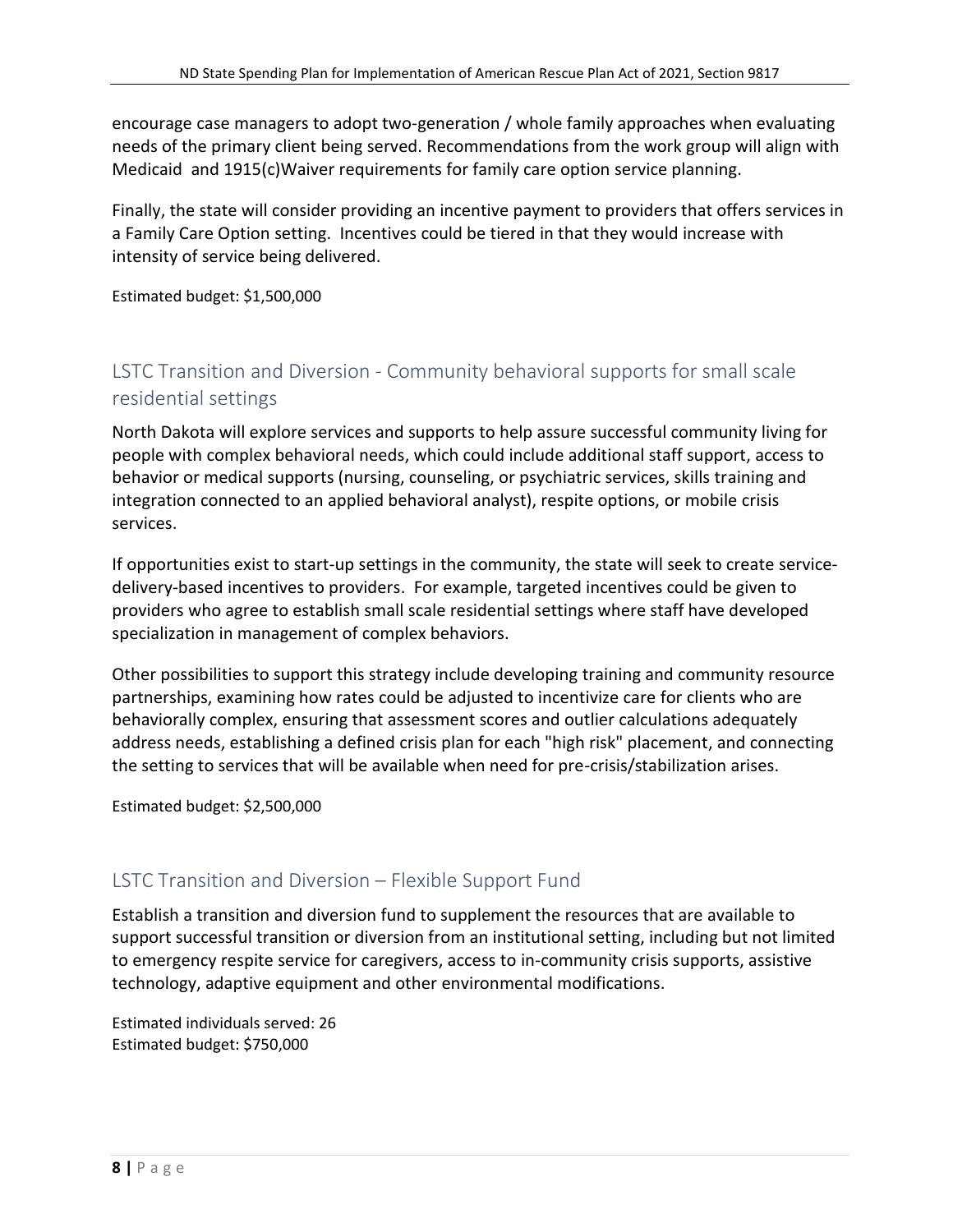encourage case managers to adopt two-generation / whole family approaches when evaluating needs of the primary client being served. Recommendations from the work group will align with Medicaid and 1915(c)Waiver requirements for family care option service planning.

Finally, the state will consider providing an incentive payment to providers that offers services in a Family Care Option setting. Incentives could be tiered in that they would increase with intensity of service being delivered.

Estimated budget: $1,500,000

## LSTC Transition and Diversion - Community behavioral supports for small scale residential settings

North Dakota will explore services and supports to help assure successful community living for people with complex behavioral needs, which could include additional staff support, access to behavior or medical supports (nursing, counseling, or psychiatric services, skills training and integration connected to an applied behavioral analyst), respite options, or mobile crisis services.

If opportunities exist to start-up settings in the community, the state will seek to create service-delivery-based incentives to providers. For example, targeted incentives could be given to providers who agree to establish small scale residential settings where staff have developed specialization in management of complex behaviors.

Other possibilities to support this strategy include developing training and community resource partnerships, examining how rates could be adjusted to incentivize care for clients who are behaviorally complex, ensuring that assessment scores and outlier calculations adequately address needs, establishing a defined crisis plan for each "high risk" placement, and connecting the setting to services that will be available when need for pre-crisis/stabilization arises.

Estimated budget: $2,500,000

## LSTC Transition and Diversion – Flexible Support Fund

Establish a transition and diversion fund to supplement the resources that are available to support successful transition or diversion from an institutional setting, including but not limited to emergency respite service for caregivers, access to in-community crisis supports, assistive technology, adaptive equipment and other environmental modifications.

Estimated individuals served: 26
Estimated budget: $750,000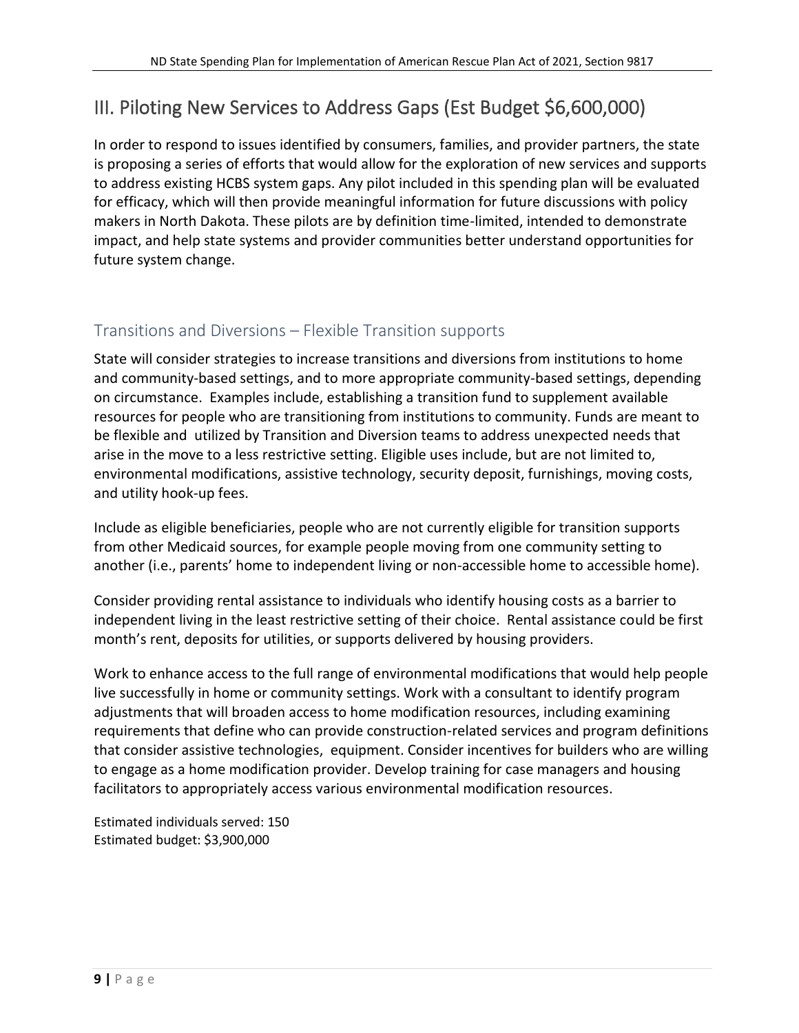## III. Piloting New Services to Address Gaps (Est Budget $6,600,000)

In order to respond to issues identified by consumers, families, and provider partners, the state is proposing a series of efforts that would allow for the exploration of new services and supports to address existing HCBS system gaps. Any pilot included in this spending plan will be evaluated for efficacy, which will then provide meaningful information for future discussions with policy makers in North Dakota. These pilots are by definition time-limited, intended to demonstrate impact, and help state systems and provider communities better understand opportunities for future system change.

### Transitions and Diversions – Flexible Transition supports

State will consider strategies to increase transitions and diversions from institutions to home and community-based settings, and to more appropriate community-based settings, depending on circumstance. Examples include, establishing a transition fund to supplement available resources for people who are transitioning from institutions to community. Funds are meant to be flexible and utilized by Transition and Diversion teams to address unexpected needs that arise in the move to a less restrictive setting. Eligible uses include, but are not limited to, environmental modifications, assistive technology, security deposit, furnishings, moving costs, and utility hook-up fees.

Include as eligible beneficiaries, people who are not currently eligible for transition supports from other Medicaid sources, for example people moving from one community setting to another (i.e., parents' home to independent living or non-accessible home to accessible home).

Consider providing rental assistance to individuals who identify housing costs as a barrier to independent living in the least restrictive setting of their choice. Rental assistance could be first month's rent, deposits for utilities, or supports delivered by housing providers.

Work to enhance access to the full range of environmental modifications that would help people live successfully in home or community settings. Work with a consultant to identify program adjustments that will broaden access to home modification resources, including examining requirements that define who can provide construction-related services and program definitions that consider assistive technologies, equipment. Consider incentives for builders who are willing to engage as a home modification provider. Develop training for case managers and housing facilitators to appropriately access various environmental modification resources.

Estimated individuals served: 150
Estimated budget: $3,900,000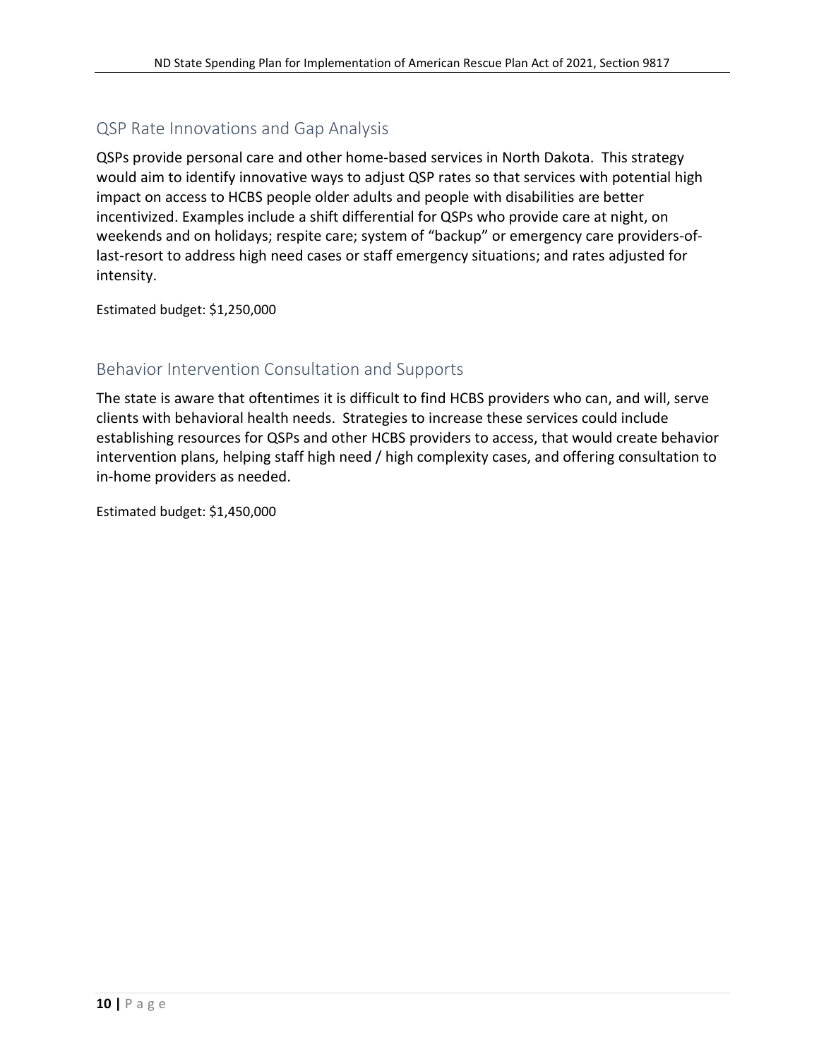## QSP Rate Innovations and Gap Analysis

QSPs provide personal care and other home-based services in North Dakota. This strategy would aim to identify innovative ways to adjust QSP rates so that services with potential high impact on access to HCBS people older adults and people with disabilities are better incentivized. Examples include a shift differential for QSPs who provide care at night, on weekends and on holidays; respite care; system of "backup" or emergency care providers-of-last-resort to address high need cases or staff emergency situations; and rates adjusted for intensity.

Estimated budget: $1,250,000

## Behavior Intervention Consultation and Supports

The state is aware that oftentimes it is difficult to find HCBS providers who can, and will, serve clients with behavioral health needs. Strategies to increase these services could include establishing resources for QSPs and other HCBS providers to access, that would create behavior intervention plans, helping staff high need / high complexity cases, and offering consultation to in-home providers as needed.

Estimated budget: $1,450,000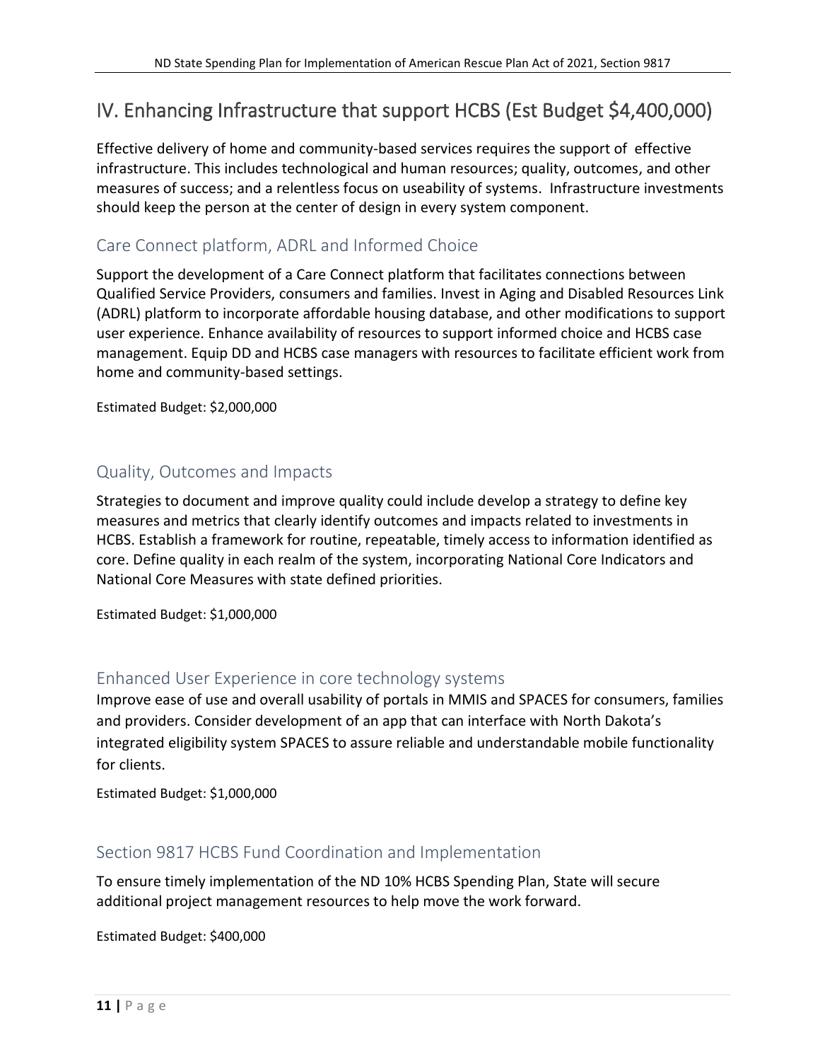## IV. Enhancing Infrastructure that support HCBS (Est Budget $4,400,000)

Effective delivery of home and community-based services requires the support of effective infrastructure. This includes technological and human resources; quality, outcomes, and other measures of success; and a relentless focus on useability of systems. Infrastructure investments should keep the person at the center of design in every system component.

### Care Connect platform, ADRL and Informed Choice

Support the development of a Care Connect platform that facilitates connections between Qualified Service Providers, consumers and families. Invest in Aging and Disabled Resources Link (ADRL) platform to incorporate affordable housing database, and other modifications to support user experience. Enhance availability of resources to support informed choice and HCBS case management. Equip DD and HCBS case managers with resources to facilitate efficient work from home and community-based settings.

Estimated Budget: $2,000,000

### Quality, Outcomes and Impacts

Strategies to document and improve quality could include develop a strategy to define key measures and metrics that clearly identify outcomes and impacts related to investments in HCBS. Establish a framework for routine, repeatable, timely access to information identified as core. Define quality in each realm of the system, incorporating National Core Indicators and National Core Measures with state defined priorities.

Estimated Budget: $1,000,000

### Enhanced User Experience in core technology systems

Improve ease of use and overall usability of portals in MMIS and SPACES for consumers, families and providers. Consider development of an app that can interface with North Dakota's integrated eligibility system SPACES to assure reliable and understandable mobile functionality for clients.

Estimated Budget: $1,000,000

### Section 9817 HCBS Fund Coordination and Implementation

To ensure timely implementation of the ND 10% HCBS Spending Plan, State will secure additional project management resources to help move the work forward.

Estimated Budget: $400,000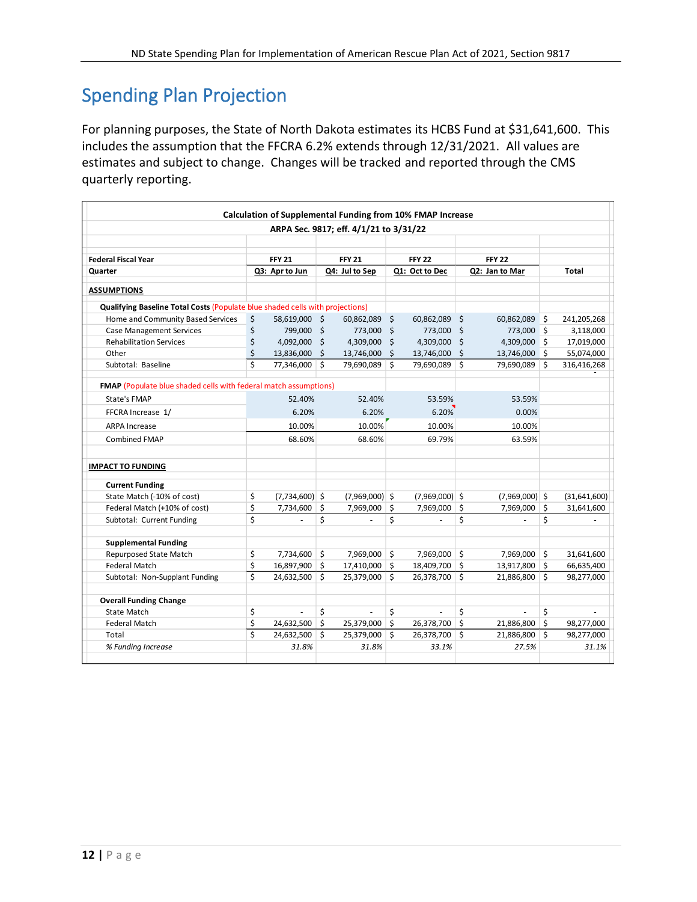# Spending Plan Projection

For planning purposes, the State of North Dakota estimates its HCBS Fund at $31,641,600. This includes the assumption that the FFCRA 6.2% extends through 12/31/2021. All values are estimates and subject to change. Changes will be tracked and reported through the CMS quarterly reporting.

**Calculation of Supplemental Funding from 10% FMAP Increase**

**ARPA Sec. 9817; eff. 4/1/21 to 3/31/22**

| **Federal Fiscal Year** | **FFY 21** | **FFY 21** | **FFY 22** | **FFY 22** | |
|---|---|---|---|---|---|
| **Quarter** | **Q3: Apr to Jun** | **Q4: Jul to Sep** | **Q1: Oct to Dec** | **Q2: Jan to Mar** | **Total** |
| **ASSUMPTIONS** | | | | | |
| **Qualifying Baseline Total Costs** (Populate blue shaded cells with projections) | | | | | |
| Home and Community Based Services | $ 58,619,000 | $ 60,862,089 | $ 60,862,089 | $ 60,862,089 | $ 241,205,268 |
| Case Management Services | $ 799,000 | $ 773,000 | $ 773,000 | $ 773,000 | $ 3,118,000 |
| Rehabilitation Services | $ 4,092,000 | $ 4,309,000 | $ 4,309,000 | $ 4,309,000 | $ 17,019,000 |
| Other | $ 13,836,000 | $ 13,746,000 | $ 13,746,000 | $ 13,746,000 | $ 55,074,000 |
| Subtotal: Baseline | $ 77,346,000 | $ 79,690,089 | $ 79,690,089 | $ 79,690,089 | $ 316,416,268 |
| **FMAP** (Populate blue shaded cells with federal match assumptions) | | | | | |
| State's FMAP | 52.40% | 52.40% | 53.59% | 53.59% | |
| FFCRA Increase 1/ | 6.20% | 6.20% | 6.20% | 0.00% | |
| ARPA Increase | 10.00% | 10.00% | 10.00% | 10.00% | |
| Combined FMAP | 68.60% | 68.60% | 69.79% | 63.59% | |
| **IMPACT TO FUNDING** | | | | | |
| **Current Funding** | | | | | |
| State Match (-10% of cost) | $ (7,734,600) | $ (7,969,000) | $ (7,969,000) | $ (7,969,000) | $ (31,641,600) |
| Federal Match (+10% of cost) | $ 7,734,600 | $ 7,969,000 | $ 7,969,000 | $ 7,969,000 | $ 31,641,600 |
| Subtotal: Current Funding | $ - | $ - | $ - | $ - | $ - |
| **Supplemental Funding** | | | | | |
| Repurposed State Match | $ 7,734,600 | $ 7,969,000 | $ 7,969,000 | $ 7,969,000 | $ 31,641,600 |
| Federal Match | $ 16,897,900 | $ 17,410,000 | $ 18,409,700 | $ 13,917,800 | $ 66,635,400 |
| Subtotal: Non-Supplant Funding | $ 24,632,500 | $ 25,379,000 | $ 26,378,700 | $ 21,886,800 | $ 98,277,000 |
| **Overall Funding Change** | | | | | |
| State Match | $ - | $ - | $ - | $ - | $ - |
| Federal Match | $ 24,632,500 | $ 25,379,000 | $ 26,378,700 | $ 21,886,800 | $ 98,277,000 |
| Total | $ 24,632,500 | $ 25,379,000 | $ 26,378,700 | $ 21,886,800 | $ 98,277,000 |
| *% Funding Increase* | *31.8%* | *31.8%* | *33.1%* | *27.5%* | *31.1%* |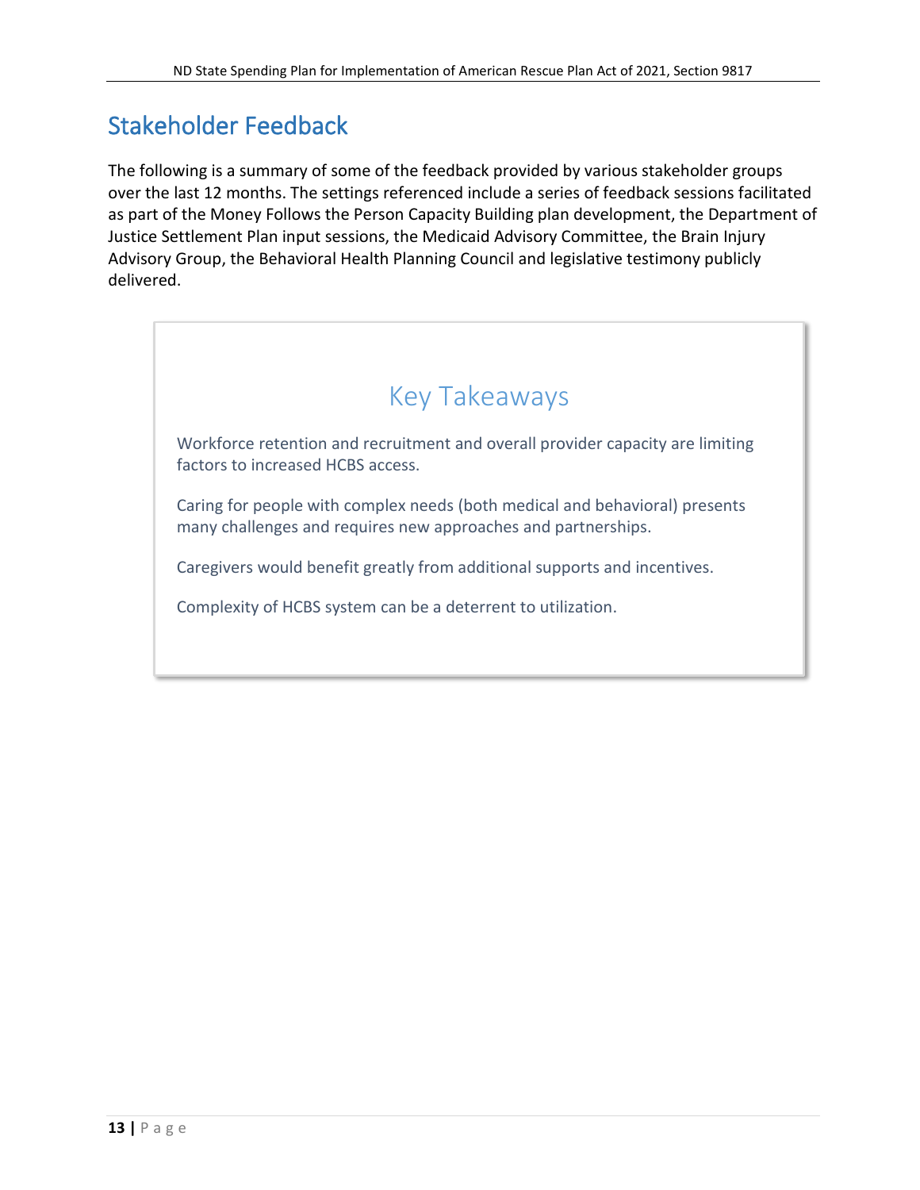## Stakeholder Feedback

The following is a summary of some of the feedback provided by various stakeholder groups over the last 12 months. The settings referenced include a series of feedback sessions facilitated as part of the Money Follows the Person Capacity Building plan development, the Department of Justice Settlement Plan input sessions, the Medicaid Advisory Committee, the Brain Injury Advisory Group, the Behavioral Health Planning Council and legislative testimony publicly delivered.

### Key Takeaways

Workforce retention and recruitment and overall provider capacity are limiting factors to increased HCBS access.

Caring for people with complex needs (both medical and behavioral) presents many challenges and requires new approaches and partnerships.

Caregivers would benefit greatly from additional supports and incentives.

Complexity of HCBS system can be a deterrent to utilization.